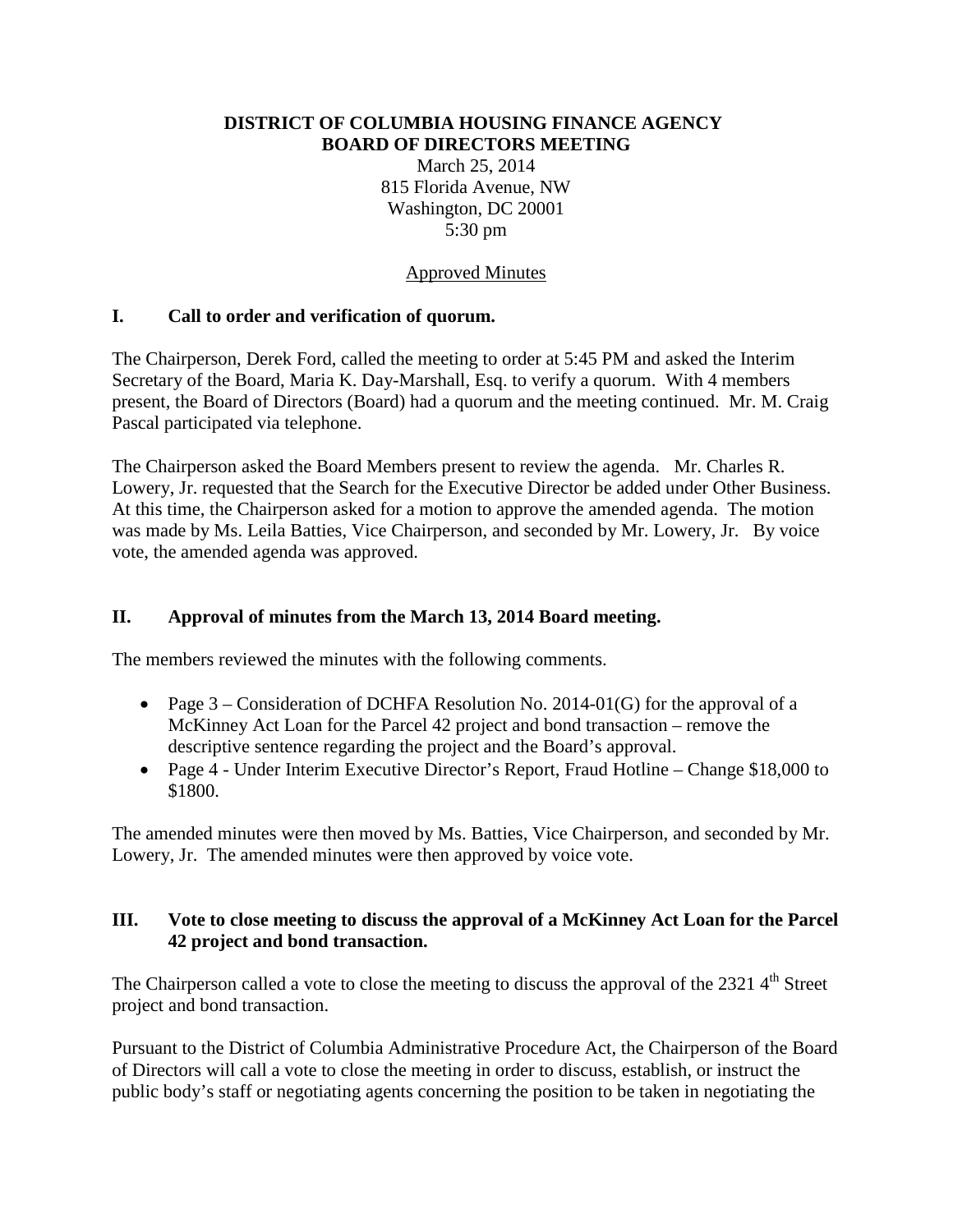# DISTRICT OF COLUMBIA HOUSING FINANCE AGENCY
# BOARD OF DIRECTORS MEETING

March 25, 2014
815 Florida Avenue, NW
Washington, DC 20001
5:30 pm

Approved Minutes

## I. Call to order and verification of quorum.

The Chairperson, Derek Ford, called the meeting to order at 5:45 PM and asked the Interim Secretary of the Board, Maria K. Day-Marshall, Esq. to verify a quorum. With 4 members present, the Board of Directors (Board) had a quorum and the meeting continued. Mr. M. Craig Pascal participated via telephone.

The Chairperson asked the Board Members present to review the agenda. Mr. Charles R. Lowery, Jr. requested that the Search for the Executive Director be added under Other Business. At this time, the Chairperson asked for a motion to approve the amended agenda. The motion was made by Ms. Leila Batties, Vice Chairperson, and seconded by Mr. Lowery, Jr. By voice vote, the amended agenda was approved.

## II. Approval of minutes from the March 13, 2014 Board meeting.

The members reviewed the minutes with the following comments.

- Page 3 – Consideration of DCHFA Resolution No. 2014-01(G) for the approval of a McKinney Act Loan for the Parcel 42 project and bond transaction – remove the descriptive sentence regarding the project and the Board's approval.
- Page 4 - Under Interim Executive Director's Report, Fraud Hotline – Change $18,000 to $1800.

The amended minutes were then moved by Ms. Batties, Vice Chairperson, and seconded by Mr. Lowery, Jr. The amended minutes were then approved by voice vote.

## III. Vote to close meeting to discuss the approval of a McKinney Act Loan for the Parcel 42 project and bond transaction.

The Chairperson called a vote to close the meeting to discuss the approval of the 2321 4th Street project and bond transaction.

Pursuant to the District of Columbia Administrative Procedure Act, the Chairperson of the Board of Directors will call a vote to close the meeting in order to discuss, establish, or instruct the public body's staff or negotiating agents concerning the position to be taken in negotiating the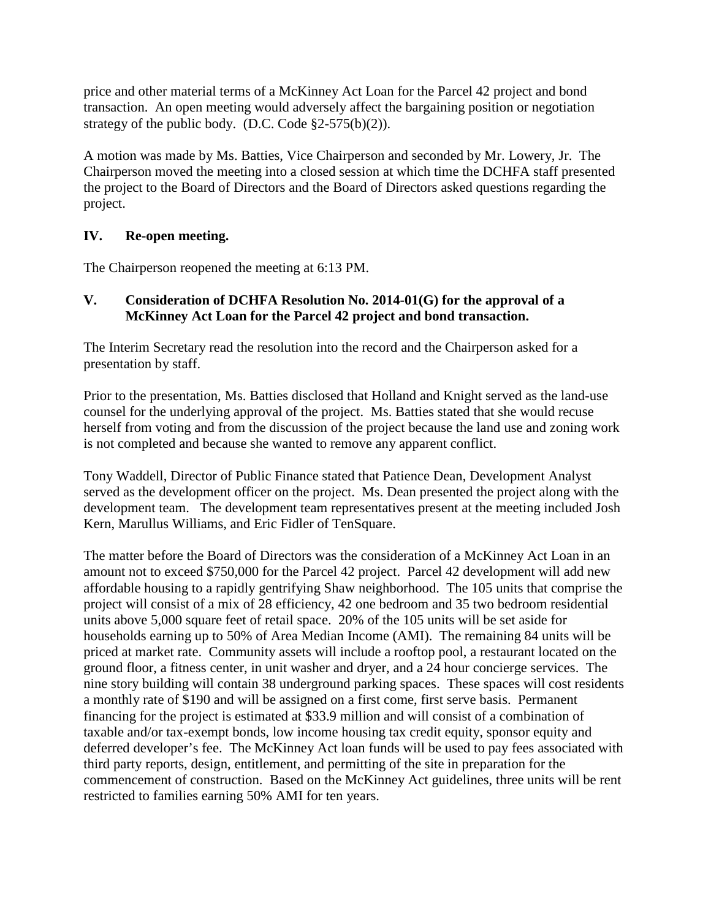price and other material terms of a McKinney Act Loan for the Parcel 42 project and bond transaction. An open meeting would adversely affect the bargaining position or negotiation strategy of the public body. (D.C. Code §2-575(b)(2)).

A motion was made by Ms. Batties, Vice Chairperson and seconded by Mr. Lowery, Jr. The Chairperson moved the meeting into a closed session at which time the DCHFA staff presented the project to the Board of Directors and the Board of Directors asked questions regarding the project.

## IV. Re-open meeting.

The Chairperson reopened the meeting at 6:13 PM.

## V. Consideration of DCHFA Resolution No. 2014-01(G) for the approval of a McKinney Act Loan for the Parcel 42 project and bond transaction.

The Interim Secretary read the resolution into the record and the Chairperson asked for a presentation by staff.

Prior to the presentation, Ms. Batties disclosed that Holland and Knight served as the land-use counsel for the underlying approval of the project. Ms. Batties stated that she would recuse herself from voting and from the discussion of the project because the land use and zoning work is not completed and because she wanted to remove any apparent conflict.

Tony Waddell, Director of Public Finance stated that Patience Dean, Development Analyst served as the development officer on the project. Ms. Dean presented the project along with the development team. The development team representatives present at the meeting included Josh Kern, Marullus Williams, and Eric Fidler of TenSquare.

The matter before the Board of Directors was the consideration of a McKinney Act Loan in an amount not to exceed $750,000 for the Parcel 42 project. Parcel 42 development will add new affordable housing to a rapidly gentrifying Shaw neighborhood. The 105 units that comprise the project will consist of a mix of 28 efficiency, 42 one bedroom and 35 two bedroom residential units above 5,000 square feet of retail space. 20% of the 105 units will be set aside for households earning up to 50% of Area Median Income (AMI). The remaining 84 units will be priced at market rate. Community assets will include a rooftop pool, a restaurant located on the ground floor, a fitness center, in unit washer and dryer, and a 24 hour concierge services. The nine story building will contain 38 underground parking spaces. These spaces will cost residents a monthly rate of $190 and will be assigned on a first come, first serve basis. Permanent financing for the project is estimated at $33.9 million and will consist of a combination of taxable and/or tax-exempt bonds, low income housing tax credit equity, sponsor equity and deferred developer's fee. The McKinney Act loan funds will be used to pay fees associated with third party reports, design, entitlement, and permitting of the site in preparation for the commencement of construction. Based on the McKinney Act guidelines, three units will be rent restricted to families earning 50% AMI for ten years.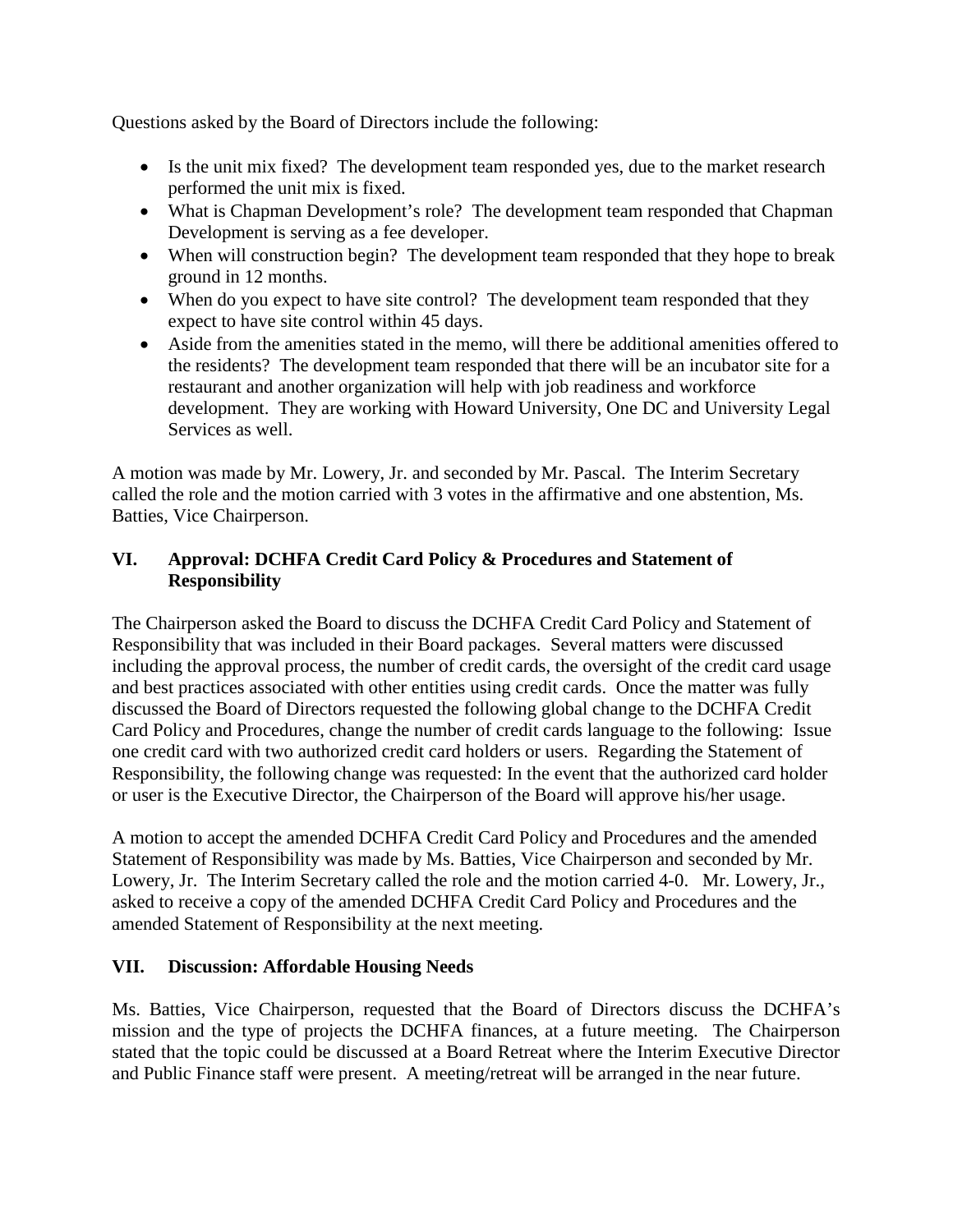Questions asked by the Board of Directors include the following:

- Is the unit mix fixed? The development team responded yes, due to the market research performed the unit mix is fixed.
- What is Chapman Development's role? The development team responded that Chapman Development is serving as a fee developer.
- When will construction begin? The development team responded that they hope to break ground in 12 months.
- When do you expect to have site control? The development team responded that they expect to have site control within 45 days.
- Aside from the amenities stated in the memo, will there be additional amenities offered to the residents? The development team responded that there will be an incubator site for a restaurant and another organization will help with job readiness and workforce development. They are working with Howard University, One DC and University Legal Services as well.

A motion was made by Mr. Lowery, Jr. and seconded by Mr. Pascal. The Interim Secretary called the role and the motion carried with 3 votes in the affirmative and one abstention, Ms. Batties, Vice Chairperson.

## VI. Approval: DCHFA Credit Card Policy & Procedures and Statement of Responsibility

The Chairperson asked the Board to discuss the DCHFA Credit Card Policy and Statement of Responsibility that was included in their Board packages. Several matters were discussed including the approval process, the number of credit cards, the oversight of the credit card usage and best practices associated with other entities using credit cards. Once the matter was fully discussed the Board of Directors requested the following global change to the DCHFA Credit Card Policy and Procedures, change the number of credit cards language to the following: Issue one credit card with two authorized credit card holders or users. Regarding the Statement of Responsibility, the following change was requested: In the event that the authorized card holder or user is the Executive Director, the Chairperson of the Board will approve his/her usage.

A motion to accept the amended DCHFA Credit Card Policy and Procedures and the amended Statement of Responsibility was made by Ms. Batties, Vice Chairperson and seconded by Mr. Lowery, Jr. The Interim Secretary called the role and the motion carried 4-0. Mr. Lowery, Jr., asked to receive a copy of the amended DCHFA Credit Card Policy and Procedures and the amended Statement of Responsibility at the next meeting.

## VII. Discussion: Affordable Housing Needs

Ms. Batties, Vice Chairperson, requested that the Board of Directors discuss the DCHFA's mission and the type of projects the DCHFA finances, at a future meeting. The Chairperson stated that the topic could be discussed at a Board Retreat where the Interim Executive Director and Public Finance staff were present. A meeting/retreat will be arranged in the near future.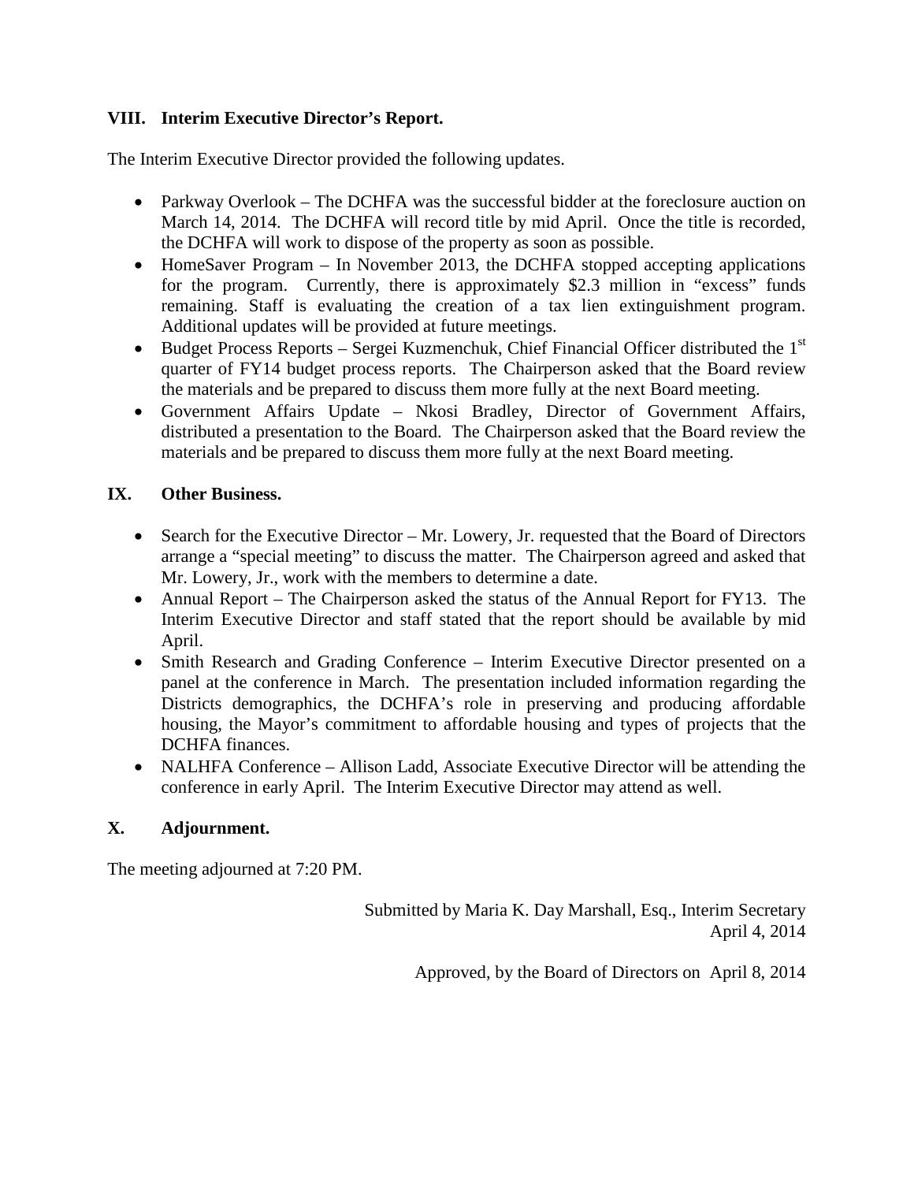## VIII. Interim Executive Director's Report.

The Interim Executive Director provided the following updates.

- Parkway Overlook – The DCHFA was the successful bidder at the foreclosure auction on March 14, 2014. The DCHFA will record title by mid April. Once the title is recorded, the DCHFA will work to dispose of the property as soon as possible.
- HomeSaver Program – In November 2013, the DCHFA stopped accepting applications for the program. Currently, there is approximately $2.3 million in "excess" funds remaining. Staff is evaluating the creation of a tax lien extinguishment program. Additional updates will be provided at future meetings.
- Budget Process Reports – Sergei Kuzmenchuk, Chief Financial Officer distributed the 1st quarter of FY14 budget process reports. The Chairperson asked that the Board review the materials and be prepared to discuss them more fully at the next Board meeting.
- Government Affairs Update – Nkosi Bradley, Director of Government Affairs, distributed a presentation to the Board. The Chairperson asked that the Board review the materials and be prepared to discuss them more fully at the next Board meeting.

## IX. Other Business.

- Search for the Executive Director – Mr. Lowery, Jr. requested that the Board of Directors arrange a "special meeting" to discuss the matter. The Chairperson agreed and asked that Mr. Lowery, Jr., work with the members to determine a date.
- Annual Report – The Chairperson asked the status of the Annual Report for FY13. The Interim Executive Director and staff stated that the report should be available by mid April.
- Smith Research and Grading Conference – Interim Executive Director presented on a panel at the conference in March. The presentation included information regarding the Districts demographics, the DCHFA's role in preserving and producing affordable housing, the Mayor's commitment to affordable housing and types of projects that the DCHFA finances.
- NALHFA Conference – Allison Ladd, Associate Executive Director will be attending the conference in early April. The Interim Executive Director may attend as well.

## X. Adjournment.

The meeting adjourned at 7:20 PM.

Submitted by Maria K. Day Marshall, Esq., Interim Secretary
April 4, 2014

Approved, by the Board of Directors on April 8, 2014